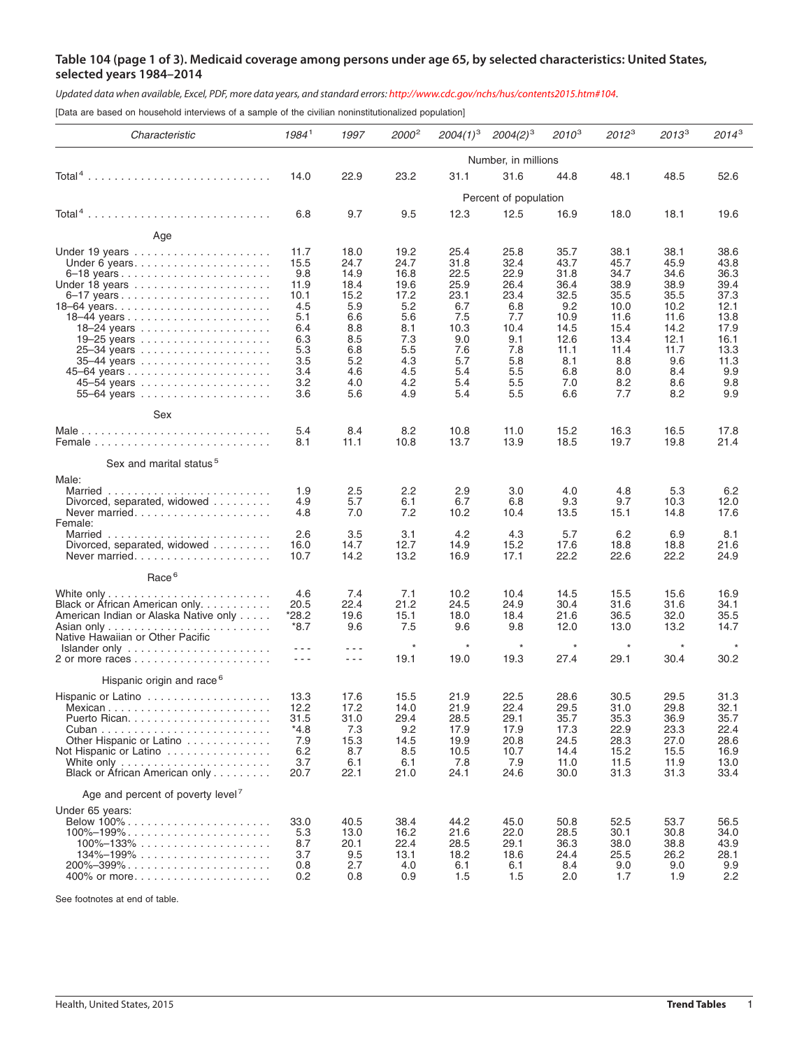## Table 104 (page 1 of 3). Medicaid coverage among persons under age 65, by selected characteristics: United States, selected years 1984–2014

*Updated data when available, Excel, PDF, more data years, and standard errors: http://www.cdc.gov/nchs/hus/contents2015.htm#104.*

[Data are based on household interviews of a sample of the civilian noninstitutionalized population]

| Characteristic | 1984[1] | 1997 | 2000[2] | 2004(1)[3] | 2004(2)[3] | 2010[3] | 2012[3] | 2013[3] | 2014[3] |
|---|---|---|---|---|---|---|---|---|---|
| | Number, in millions | | | | | | | | |
| Total[4] | 14.0 | 22.9 | 23.2 | 31.1 | 31.6 | 44.8 | 48.1 | 48.5 | 52.6 |
| | Percent of population | | | | | | | | |
| Total[4] | 6.8 | 9.7 | 9.5 | 12.3 | 12.5 | 16.9 | 18.0 | 18.1 | 19.6 |
| **Age** | | | | | | | | | |
| Under 19 years | 11.7 | 18.0 | 19.2 | 25.4 | 25.8 | 35.7 | 38.1 | 38.1 | 38.6 |
| Under 6 years | 15.5 | 24.7 | 24.7 | 31.8 | 32.4 | 43.7 | 45.7 | 45.9 | 43.8 |
| 6–18 years | 9.8 | 14.9 | 16.8 | 22.5 | 22.9 | 31.8 | 34.7 | 34.6 | 36.3 |
| Under 18 years | 11.9 | 18.4 | 19.6 | 25.9 | 26.4 | 36.4 | 38.9 | 38.9 | 39.4 |
| 6–17 years | 10.1 | 15.2 | 17.2 | 23.1 | 23.4 | 32.5 | 35.5 | 35.5 | 37.3 |
| 18–64 years | 4.5 | 5.9 | 5.2 | 6.7 | 6.8 | 9.2 | 10.0 | 10.2 | 12.1 |
| 18–44 years | 5.1 | 6.6 | 5.6 | 7.5 | 7.7 | 10.9 | 11.6 | 11.6 | 13.8 |
| 18–24 years | 6.4 | 8.8 | 8.1 | 10.3 | 10.4 | 14.5 | 15.4 | 14.2 | 17.9 |
| 19–25 years | 6.3 | 8.5 | 7.3 | 9.0 | 9.1 | 12.6 | 13.4 | 12.1 | 16.1 |
| 25–34 years | 5.3 | 6.8 | 5.5 | 7.6 | 7.8 | 11.1 | 11.4 | 11.7 | 13.3 |
| 35–44 years | 3.5 | 5.2 | 4.3 | 5.7 | 5.8 | 8.1 | 8.8 | 9.6 | 11.3 |
| 45–64 years | 3.4 | 4.6 | 4.5 | 5.4 | 5.5 | 6.8 | 8.0 | 8.4 | 9.9 |
| 45–54 years | 3.2 | 4.0 | 4.2 | 5.4 | 5.5 | 7.0 | 8.2 | 8.6 | 9.8 |
| 55–64 years | 3.6 | 5.6 | 4.9 | 5.4 | 5.5 | 6.6 | 7.7 | 8.2 | 9.9 |
| **Sex** | | | | | | | | | |
| Male | 5.4 | 8.4 | 8.2 | 10.8 | 11.0 | 15.2 | 16.3 | 16.5 | 17.8 |
| Female | 8.1 | 11.1 | 10.8 | 13.7 | 13.9 | 18.5 | 19.7 | 19.8 | 21.4 |
| **Sex and marital status[5]** | | | | | | | | | |
| Male: | | | | | | | | | |
| Married | 1.9 | 2.5 | 2.2 | 2.9 | 3.0 | 4.0 | 4.8 | 5.3 | 6.2 |
| Divorced, separated, widowed | 4.9 | 5.7 | 6.1 | 6.7 | 6.8 | 9.3 | 9.7 | 10.3 | 12.0 |
| Never married | 4.8 | 7.0 | 7.2 | 10.2 | 10.4 | 13.5 | 15.1 | 14.8 | 17.6 |
| Female: | | | | | | | | | |
| Married | 2.6 | 3.5 | 3.1 | 4.2 | 4.3 | 5.7 | 6.2 | 6.9 | 8.1 |
| Divorced, separated, widowed | 16.0 | 14.7 | 12.7 | 14.9 | 15.2 | 17.6 | 18.8 | 18.8 | 21.6 |
| Never married | 10.7 | 14.2 | 13.2 | 16.9 | 17.1 | 22.2 | 22.6 | 22.2 | 24.9 |
| **Race[6]** | | | | | | | | | |
| White only | 4.6 | 7.4 | 7.1 | 10.2 | 10.4 | 14.5 | 15.5 | 15.6 | 16.9 |
| Black or African American only | 20.5 | 22.4 | 21.2 | 24.5 | 24.9 | 30.4 | 31.6 | 31.6 | 34.1 |
| American Indian or Alaska Native only | *28.2 | 19.6 | 15.1 | 18.0 | 18.4 | 21.6 | 36.5 | 32.0 | 35.5 |
| Asian only | *8.7 | 9.6 | 7.5 | 9.6 | 9.8 | 12.0 | 13.0 | 13.2 | 14.7 |
| Native Hawaiian or Other Pacific Islander only | - - - | - - - | * | * | * | * | * | * | * |
| 2 or more races | - - - | - - - | 19.1 | 19.0 | 19.3 | 27.4 | 29.1 | 30.4 | 30.2 |
| **Hispanic origin and race[6]** | | | | | | | | | |
| Hispanic or Latino | 13.3 | 17.6 | 15.5 | 21.9 | 22.5 | 28.6 | 30.5 | 29.5 | 31.3 |
| Mexican | 12.2 | 17.2 | 14.0 | 21.9 | 22.4 | 29.5 | 31.0 | 29.8 | 32.1 |
| Puerto Rican | 31.5 | 31.0 | 29.4 | 28.5 | 29.1 | 35.7 | 35.3 | 36.9 | 35.7 |
| Cuban | *4.8 | 7.3 | 9.2 | 17.9 | 17.9 | 17.3 | 22.9 | 23.3 | 22.4 |
| Other Hispanic or Latino | 7.9 | 15.3 | 14.5 | 19.9 | 20.8 | 24.5 | 28.3 | 27.0 | 28.6 |
| Not Hispanic or Latino | 6.2 | 8.7 | 8.5 | 10.5 | 10.7 | 14.4 | 15.2 | 15.5 | 16.9 |
| White only | 3.7 | 6.1 | 6.1 | 7.8 | 7.9 | 11.0 | 11.5 | 11.9 | 13.0 |
| Black or African American only | 20.7 | 22.1 | 21.0 | 24.1 | 24.6 | 30.0 | 31.3 | 31.3 | 33.4 |
| **Age and percent of poverty level[7]** | | | | | | | | | |
| Under 65 years: | | | | | | | | | |
| Below 100% | 33.0 | 40.5 | 38.4 | 44.2 | 45.0 | 50.8 | 52.5 | 53.7 | 56.5 |
| 100%–199% | 5.3 | 13.0 | 16.2 | 21.6 | 22.0 | 28.5 | 30.1 | 30.8 | 34.0 |
| 100%–133% | 8.7 | 20.1 | 22.4 | 28.5 | 29.1 | 36.3 | 38.0 | 38.8 | 43.9 |
| 134%–199% | 3.7 | 9.5 | 13.1 | 18.2 | 18.6 | 24.4 | 25.5 | 26.2 | 28.1 |
| 200%–399% | 0.8 | 2.7 | 4.0 | 6.1 | 6.1 | 8.4 | 9.0 | 9.0 | 9.9 |
| 400% or more | 0.2 | 0.8 | 0.9 | 1.5 | 1.5 | 2.0 | 1.7 | 1.9 | 2.2 |

See footnotes at end of table.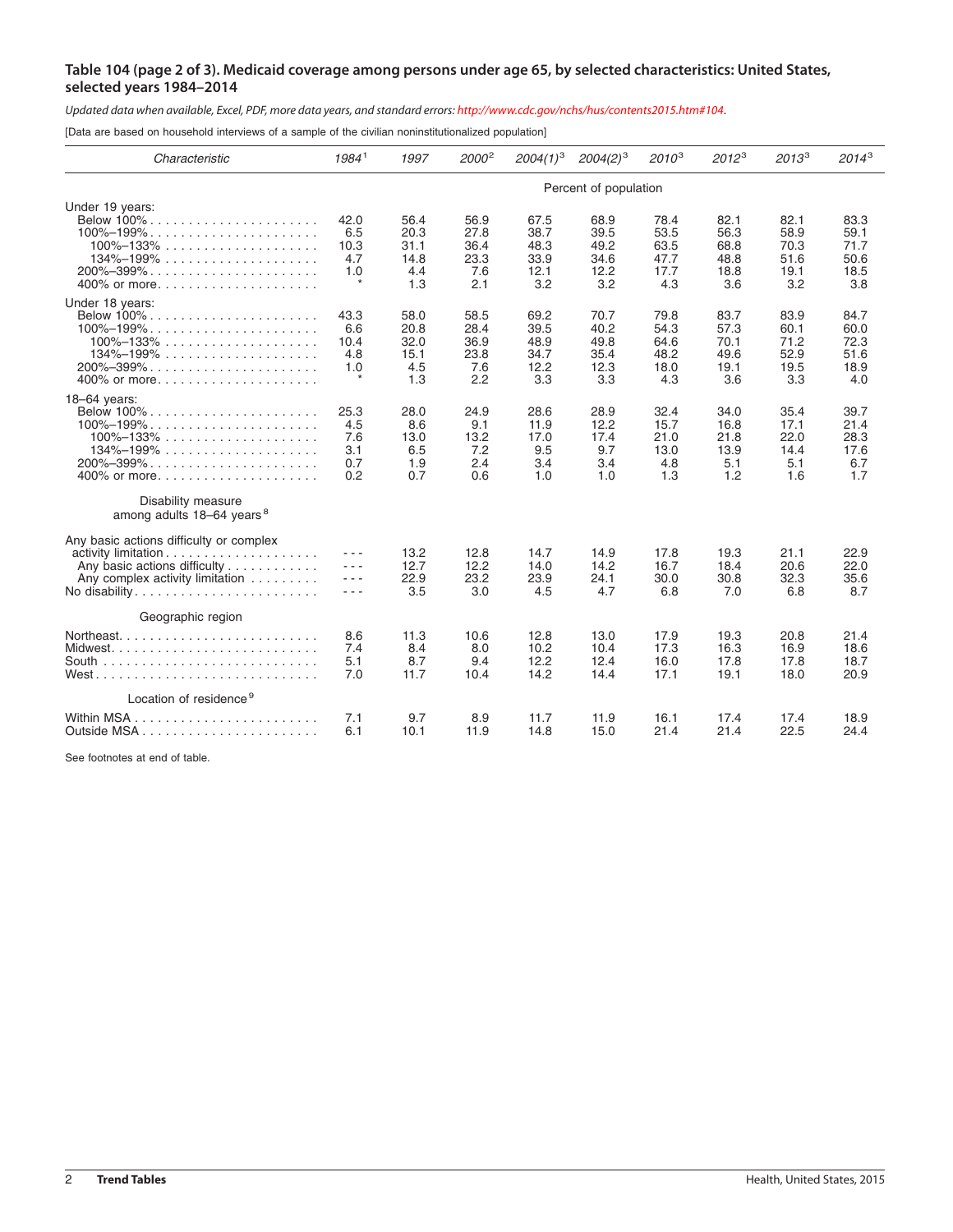## Table 104 (page 2 of 3). Medicaid coverage among persons under age 65, by selected characteristics: United States, selected years 1984–2014

*Updated data when available, Excel, PDF, more data years, and standard errors: http://www.cdc.gov/nchs/hus/contents2015.htm#104.*

[Data are based on household interviews of a sample of the civilian noninstitutionalized population]

| Characteristic | 1984[1] | 1997 | 2000[2] | 2004(1)[3] | 2004(2)[3] | 2010[3] | 2012[3] | 2013[3] | 2014[3] |
|---|---|---|---|---|---|---|---|---|---|
| | Percent of population | | | | | | | | |
| **Under 19 years:** | | | | | | | | | |
| Below 100% | 42.0 | 56.4 | 56.9 | 67.5 | 68.9 | 78.4 | 82.1 | 82.1 | 83.3 |
| 100%–199% | 6.5 | 20.3 | 27.8 | 38.7 | 39.5 | 53.5 | 56.3 | 58.9 | 59.1 |
| 100%–133% | 10.3 | 31.1 | 36.4 | 48.3 | 49.2 | 63.5 | 68.8 | 70.3 | 71.7 |
| 134%–199% | 4.7 | 14.8 | 23.3 | 33.9 | 34.6 | 47.7 | 48.8 | 51.6 | 50.6 |
| 200%–399% | 1.0 | 4.4 | 7.6 | 12.1 | 12.2 | 17.7 | 18.8 | 19.1 | 18.5 |
| 400% or more | * | 1.3 | 2.1 | 3.2 | 3.2 | 4.3 | 3.6 | 3.2 | 3.8 |
| **Under 18 years:** | | | | | | | | | |
| Below 100% | 43.3 | 58.0 | 58.5 | 69.2 | 70.7 | 79.8 | 83.7 | 83.9 | 84.7 |
| 100%–199% | 6.6 | 20.8 | 28.4 | 39.5 | 40.2 | 54.3 | 57.3 | 60.1 | 60.0 |
| 100%–133% | 10.4 | 32.0 | 36.9 | 48.9 | 49.8 | 64.6 | 70.1 | 71.2 | 72.3 |
| 134%–199% | 4.8 | 15.1 | 23.8 | 34.7 | 35.4 | 48.2 | 49.6 | 52.9 | 51.6 |
| 200%–399% | 1.0 | 4.5 | 7.6 | 12.2 | 12.3 | 18.0 | 19.1 | 19.5 | 18.9 |
| 400% or more | * | 1.3 | 2.2 | 3.3 | 3.3 | 4.3 | 3.6 | 3.3 | 4.0 |
| **18–64 years:** | | | | | | | | | |
| Below 100% | 25.3 | 28.0 | 24.9 | 28.6 | 28.9 | 32.4 | 34.0 | 35.4 | 39.7 |
| 100%–199% | 4.5 | 8.6 | 9.1 | 11.9 | 12.2 | 15.7 | 16.8 | 17.1 | 21.4 |
| 100%–133% | 7.6 | 13.0 | 13.2 | 17.0 | 17.4 | 21.0 | 21.8 | 22.0 | 28.3 |
| 134%–199% | 3.1 | 6.5 | 7.2 | 9.5 | 9.7 | 13.0 | 13.9 | 14.4 | 17.6 |
| 200%–399% | 0.7 | 1.9 | 2.4 | 3.4 | 3.4 | 4.8 | 5.1 | 5.1 | 6.7 |
| 400% or more | 0.2 | 0.7 | 0.6 | 1.0 | 1.0 | 1.3 | 1.2 | 1.6 | 1.7 |
| **Disability measure among adults 18–64 years[8]** | | | | | | | | | |
| Any basic actions difficulty or complex activity limitation | - - - | 13.2 | 12.8 | 14.7 | 14.9 | 17.8 | 19.3 | 21.1 | 22.9 |
| Any basic actions difficulty | - - - | 12.7 | 12.2 | 14.0 | 14.2 | 16.7 | 18.4 | 20.6 | 22.0 |
| Any complex activity limitation | - - - | 22.9 | 23.2 | 23.9 | 24.1 | 30.0 | 30.8 | 32.3 | 35.6 |
| No disability | - - - | 3.5 | 3.0 | 4.5 | 4.7 | 6.8 | 7.0 | 6.8 | 8.7 |
| **Geographic region** | | | | | | | | | |
| Northeast | 8.6 | 11.3 | 10.6 | 12.8 | 13.0 | 17.9 | 19.3 | 20.8 | 21.4 |
| Midwest | 7.4 | 8.4 | 8.0 | 10.2 | 10.4 | 17.3 | 16.3 | 16.9 | 18.6 |
| South | 5.1 | 8.7 | 9.4 | 12.2 | 12.4 | 16.0 | 17.8 | 17.8 | 18.7 |
| West | 7.0 | 11.7 | 10.4 | 14.2 | 14.4 | 17.1 | 19.1 | 18.0 | 20.9 |
| **Location of residence[9]** | | | | | | | | | |
| Within MSA | 7.1 | 9.7 | 8.9 | 11.7 | 11.9 | 16.1 | 17.4 | 17.4 | 18.9 |
| Outside MSA | 6.1 | 10.1 | 11.9 | 14.8 | 15.0 | 21.4 | 21.4 | 22.5 | 24.4 |

See footnotes at end of table.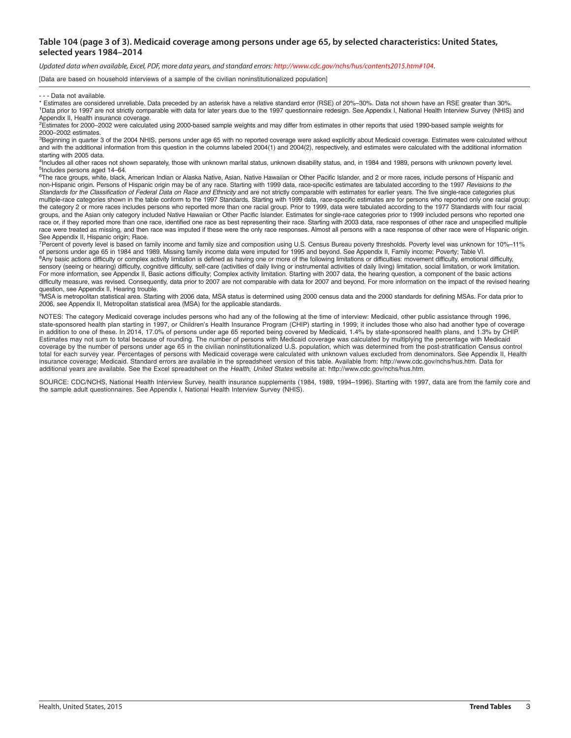## Table 104 (page 3 of 3). Medicaid coverage among persons under age 65, by selected characteristics: United States, selected years 1984–2014

*Updated data when available, Excel, PDF, more data years, and standard errors: http://www.cdc.gov/nchs/hus/contents2015.htm#104.*

[Data are based on household interviews of a sample of the civilian noninstitutionalized population]

- - - Data not available.

* Estimates are considered unreliable. Data preceded by an asterisk have a relative standard error (RSE) of 20%–30%. Data not shown have an RSE greater than 30%.

[1]Data prior to 1997 are not strictly comparable with data for later years due to the 1997 questionnaire redesign. See Appendix I, National Health Interview Survey (NHIS) and Appendix II, Health insurance coverage.

[2]Estimates for 2000–2002 were calculated using 2000-based sample weights and may differ from estimates in other reports that used 1990-based sample weights for 2000–2002 estimates.

[3]Beginning in quarter 3 of the 2004 NHIS, persons under age 65 with no reported coverage were asked explicitly about Medicaid coverage. Estimates were calculated without and with the additional information from this question in the columns labeled 2004(1) and 2004(2), respectively, and estimates were calculated with the additional information starting with 2005 data.

[4]Includes all other races not shown separately, those with unknown marital status, unknown disability status, and, in 1984 and 1989, persons with unknown poverty level.

[5]Includes persons aged 14–64.

[6]The race groups, white, black, American Indian or Alaska Native, Asian, Native Hawaiian or Other Pacific Islander, and 2 or more races, include persons of Hispanic and non-Hispanic origin. Persons of Hispanic origin may be of any race. Starting with 1999 data, race-specific estimates are tabulated according to the 1997 *Revisions to the Standards for the Classification of Federal Data on Race and Ethnicity* and are not strictly comparable with estimates for earlier years. The five single-race categories plus multiple-race categories shown in the table conform to the 1997 Standards. Starting with 1999 data, race-specific estimates are for persons who reported only one racial group; the category 2 or more races includes persons who reported more than one racial group. Prior to 1999, data were tabulated according to the 1977 Standards with four racial groups, and the Asian only category included Native Hawaiian or Other Pacific Islander. Estimates for single-race categories prior to 1999 included persons who reported one race or, if they reported more than one race, identified one race as best representing their race. Starting with 2003 data, race responses of other race and unspecified multiple race were treated as missing, and then race was imputed if these were the only race responses. Almost all persons with a race response of other race were of Hispanic origin. See Appendix II, Hispanic origin; Race.

[7]Percent of poverty level is based on family income and family size and composition using U.S. Census Bureau poverty thresholds. Poverty level was unknown for 10%–11% of persons under age 65 in 1984 and 1989. Missing family income data were imputed for 1995 and beyond. See Appendix II, Family income; Poverty; Table VI.

[8]Any basic actions difficulty or complex activity limitation is defined as having one or more of the following limitations or difficulties: movement difficulty, emotional difficulty, sensory (seeing or hearing) difficulty, cognitive difficulty, self-care (activities of daily living or instrumental activities of daily living) limitation, social limitation, or work limitation. For more information, see Appendix II, Basic actions difficulty; Complex activity limitation. Starting with 2007 data, the hearing question, a component of the basic actions difficulty measure, was revised. Consequently, data prior to 2007 are not comparable with data for 2007 and beyond. For more information on the impact of the revised hearing question, see Appendix II, Hearing trouble.

[9]MSA is metropolitan statistical area. Starting with 2006 data, MSA status is determined using 2000 census data and the 2000 standards for defining MSAs. For data prior to 2006, see Appendix II, Metropolitan statistical area (MSA) for the applicable standards.

NOTES: The category Medicaid coverage includes persons who had any of the following at the time of interview: Medicaid, other public assistance through 1996, state-sponsored health plan starting in 1997, or Children's Health Insurance Program (CHIP) starting in 1999; it includes those who also had another type of coverage in addition to one of these. In 2014, 17.0% of persons under age 65 reported being covered by Medicaid, 1.4% by state-sponsored health plans, and 1.3% by CHIP. Estimates may not sum to total because of rounding. The number of persons with Medicaid coverage was calculated by multiplying the percentage with Medicaid coverage by the number of persons under age 65 in the civilian noninstitutionalized U.S. population, which was determined from the post-stratification Census control total for each survey year. Percentages of persons with Medicaid coverage were calculated with unknown values excluded from denominators. See Appendix II, Health insurance coverage; Medicaid. Standard errors are available in the spreadsheet version of this table. Available from: http://www.cdc.gov/nchs/hus.htm. Data for additional years are available. See the Excel spreadsheet on the *Health, United States* website at: http://www.cdc.gov/nchs/hus.htm.

SOURCE: CDC/NCHS, National Health Interview Survey, health insurance supplements (1984, 1989, 1994–1996). Starting with 1997, data are from the family core and the sample adult questionnaires. See Appendix I, National Health Interview Survey (NHIS).